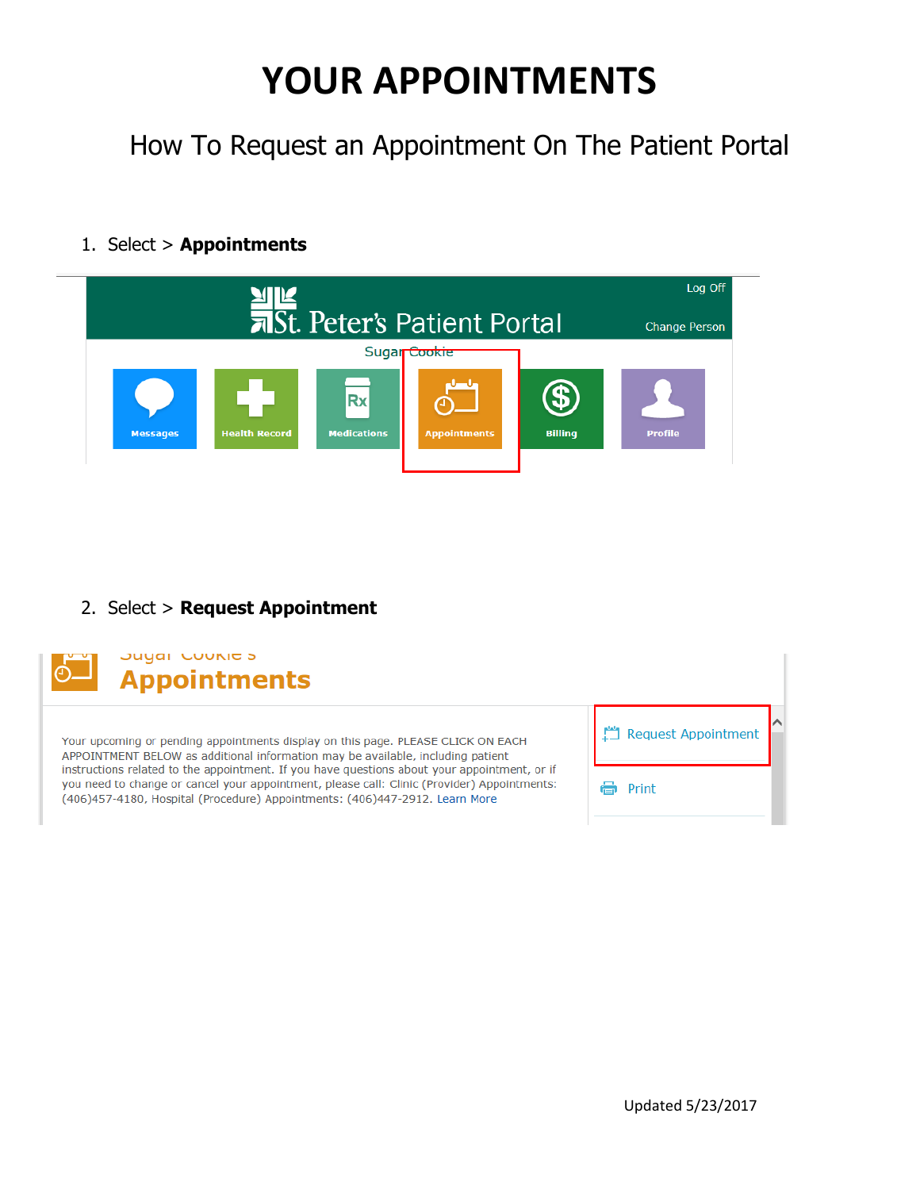# YOUR APPOINTMENTS

## How To Request an Appointment On The Patient Portal

1. Select > **Appointments**

2. Select > **Request Appointment**

Updated 5/23/2017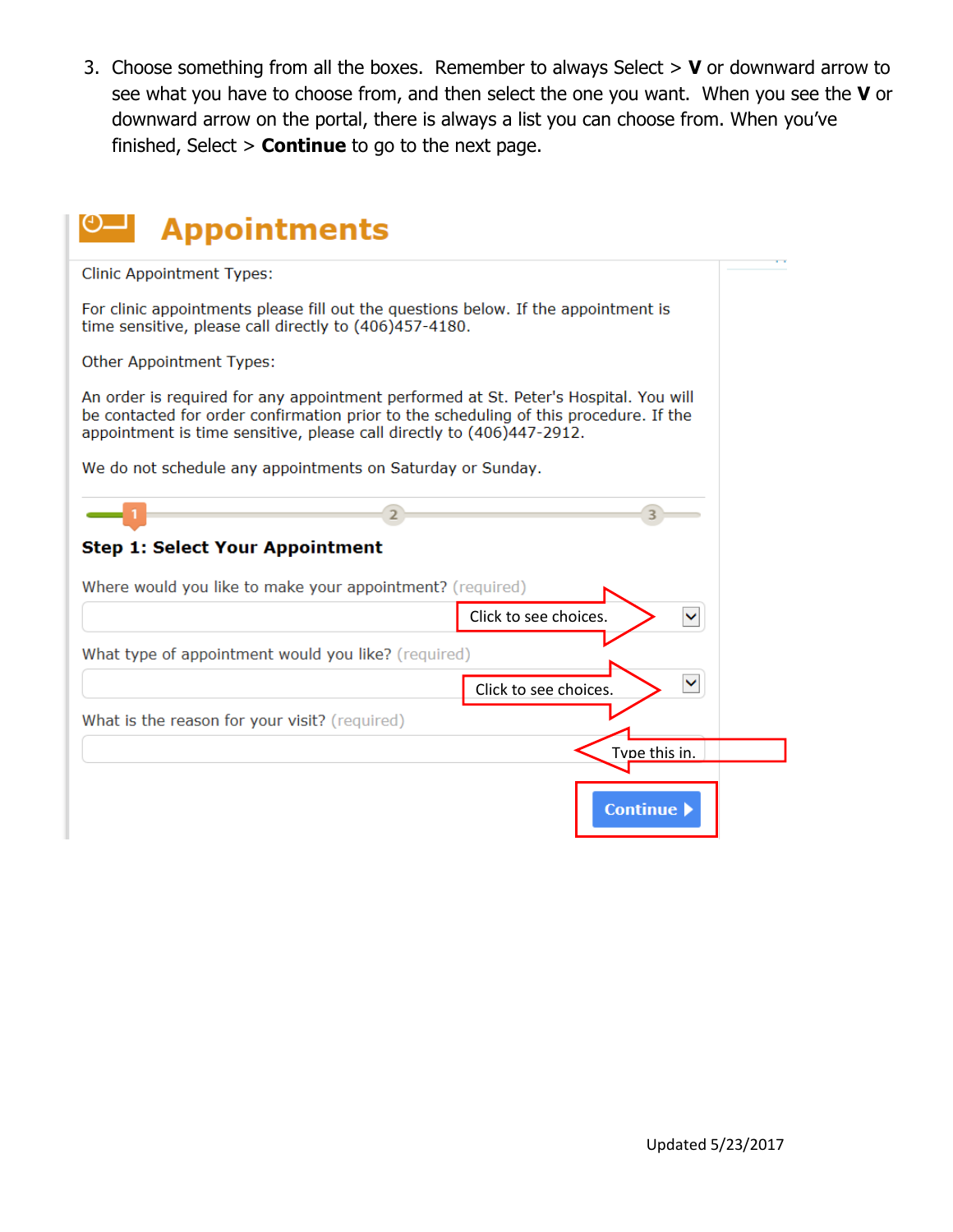3. Choose something from all the boxes. Remember to always Select > **V** or downward arrow to see what you have to choose from, and then select the one you want. When you see the **V** or downward arrow on the portal, there is always a list you can choose from. When you've finished, Select > **Continue** to go to the next page.

## Appointments

Clinic Appointment Types:

For clinic appointments please fill out the questions below. If the appointment is time sensitive, please call directly to (406)457-4180.

Other Appointment Types:

An order is required for any appointment performed at St. Peter's Hospital. You will be contacted for order confirmation prior to the scheduling of this procedure. If the appointment is time sensitive, please call directly to (406)447-2912.

We do not schedule any appointments on Saturday or Sunday.

1 2 3

**Step 1: Select Your Appointment**

Where would you like to make your appointment? (required)

Click to see choices.

What type of appointment would you like? (required)

Click to see choices.

What is the reason for your visit? (required)

Type this in.

**Continue**

Updated 5/23/2017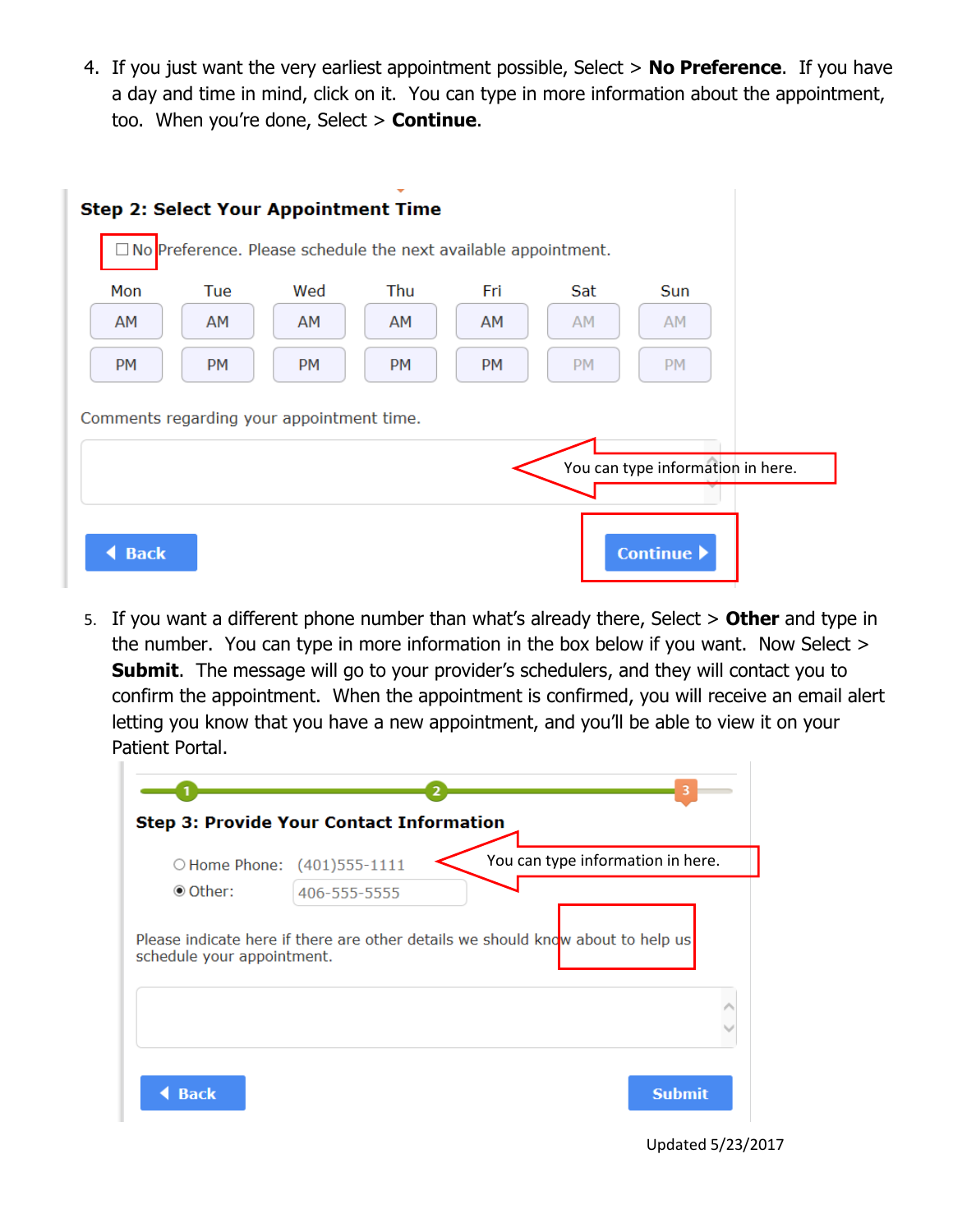4. If you just want the very earliest appointment possible, Select > **No Preference**. If you have a day and time in mind, click on it. You can type in more information about the appointment, too. When you're done, Select > **Continue**.

**Step 2: Select Your Appointment Time**

☐ No Preference. Please schedule the next available appointment.

| Mon | Tue | Wed | Thu | Fri | Sat | Sun |
| --- | --- | --- | --- | --- | --- | --- |
| AM | AM | AM | AM | AM | AM | AM |
| PM | PM | PM | PM | PM | PM | PM |

Comments regarding your appointment time.

You can type information in here.

Back

Continue

5. If you want a different phone number than what's already there, Select > **Other** and type in the number. You can type in more information in the box below if you want. Now Select > **Submit**. The message will go to your provider's schedulers, and they will contact you to confirm the appointment. When the appointment is confirmed, you will receive an email alert letting you know that you have a new appointment, and you'll be able to view it on your Patient Portal.

1 2 3

**Step 3: Provide Your Contact Information**

○ Home Phone: (401)555-1111

◉ Other: 406-555-5555

You can type information in here.

Please indicate here if there are other details we should know about to help us schedule your appointment.

Back

Submit

Updated 5/23/2017